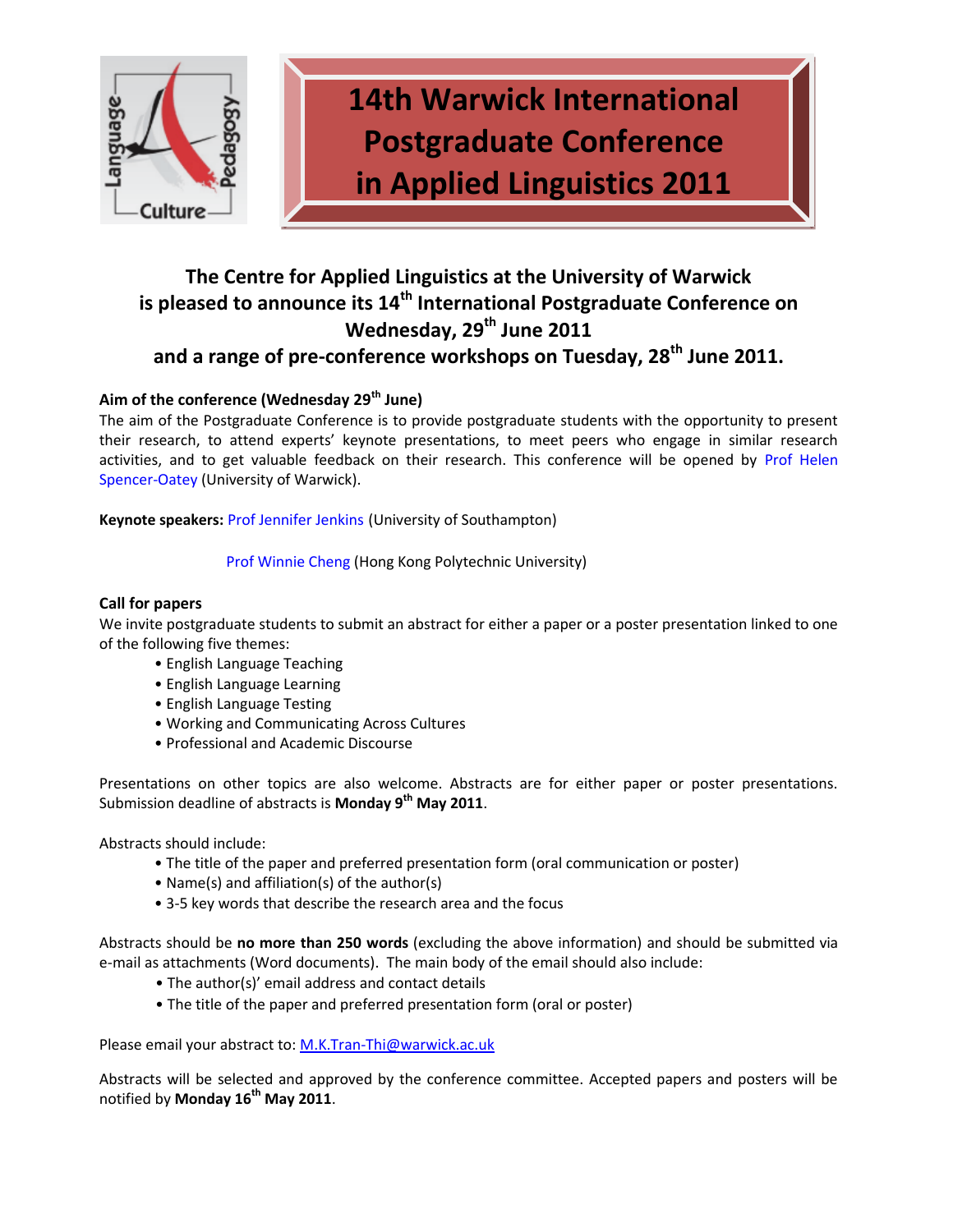# 14th Warwick International Postgraduate Conference in Applied Linguistics 2011

## The Centre for Applied Linguistics at the University of Warwick is pleased to announce its 14th International Postgraduate Conference on Wednesday, 29th June 2011 and a range of pre-conference workshops on Tuesday, 28th June 2011.

**Aim of the conference (Wednesday 29th June)**

The aim of the Postgraduate Conference is to provide postgraduate students with the opportunity to present their research, to attend experts' keynote presentations, to meet peers who engage in similar research activities, and to get valuable feedback on their research. This conference will be opened by Prof Helen Spencer-Oatey (University of Warwick).

**Keynote speakers:** Prof Jennifer Jenkins (University of Southampton)

Prof Winnie Cheng (Hong Kong Polytechnic University)

**Call for papers**

We invite postgraduate students to submit an abstract for either a paper or a poster presentation linked to one of the following five themes:

- English Language Teaching
- English Language Learning
- English Language Testing
- Working and Communicating Across Cultures
- Professional and Academic Discourse

Presentations on other topics are also welcome. Abstracts are for either paper or poster presentations. Submission deadline of abstracts is **Monday 9th May 2011**.

Abstracts should include:

- The title of the paper and preferred presentation form (oral communication or poster)
- Name(s) and affiliation(s) of the author(s)
- 3-5 key words that describe the research area and the focus

Abstracts should be **no more than 250 words** (excluding the above information) and should be submitted via e-mail as attachments (Word documents). The main body of the email should also include:

- The author(s)' email address and contact details
- The title of the paper and preferred presentation form (oral or poster)

Please email your abstract to: M.K.Tran-Thi@warwick.ac.uk

Abstracts will be selected and approved by the conference committee. Accepted papers and posters will be notified by **Monday 16th May 2011**.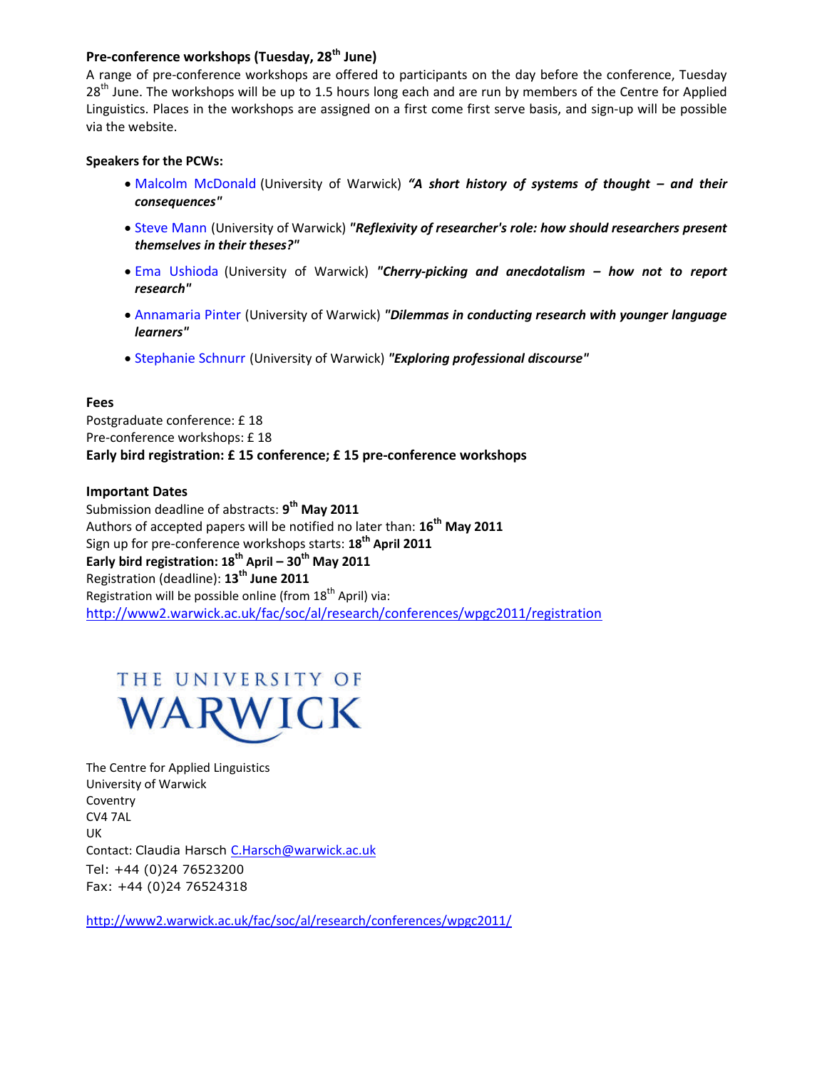**Pre-conference workshops (Tuesday, 28th June)**

A range of pre-conference workshops are offered to participants on the day before the conference, Tuesday 28th June. The workshops will be up to 1.5 hours long each and are run by members of the Centre for Applied Linguistics. Places in the workshops are assigned on a first come first serve basis, and sign-up will be possible via the website.

**Speakers for the PCWs:**

- Malcolm McDonald (University of Warwick) ***"A short history of systems of thought – and their consequences"***
- Steve Mann (University of Warwick) ***"Reflexivity of researcher's role: how should researchers present themselves in their theses?"***
- Ema Ushioda (University of Warwick) ***"Cherry-picking and anecdotalism – how not to report research"***
- Annamaria Pinter (University of Warwick) ***"Dilemmas in conducting research with younger language learners"***
- Stephanie Schnurr (University of Warwick) ***"Exploring professional discourse"***

**Fees**

Postgraduate conference: £ 18
Pre-conference workshops: £ 18
**Early bird registration: £ 15 conference; £ 15 pre-conference workshops**

**Important Dates**

Submission deadline of abstracts: **9th May 2011**
Authors of accepted papers will be notified no later than: **16th May 2011**
Sign up for pre-conference workshops starts: **18th April 2011**
**Early bird registration: 18th April – 30th May 2011**
Registration (deadline): **13th June 2011**
Registration will be possible online (from 18th April) via:
http://www2.warwick.ac.uk/fac/soc/al/research/conferences/wpgc2011/registration

THE UNIVERSITY OF WARWICK

The Centre for Applied Linguistics
University of Warwick
Coventry
CV4 7AL
UK
Contact: Claudia Harsch C.Harsch@warwick.ac.uk
Tel: +44 (0)24 76523200
Fax: +44 (0)24 76524318

http://www2.warwick.ac.uk/fac/soc/al/research/conferences/wpgc2011/